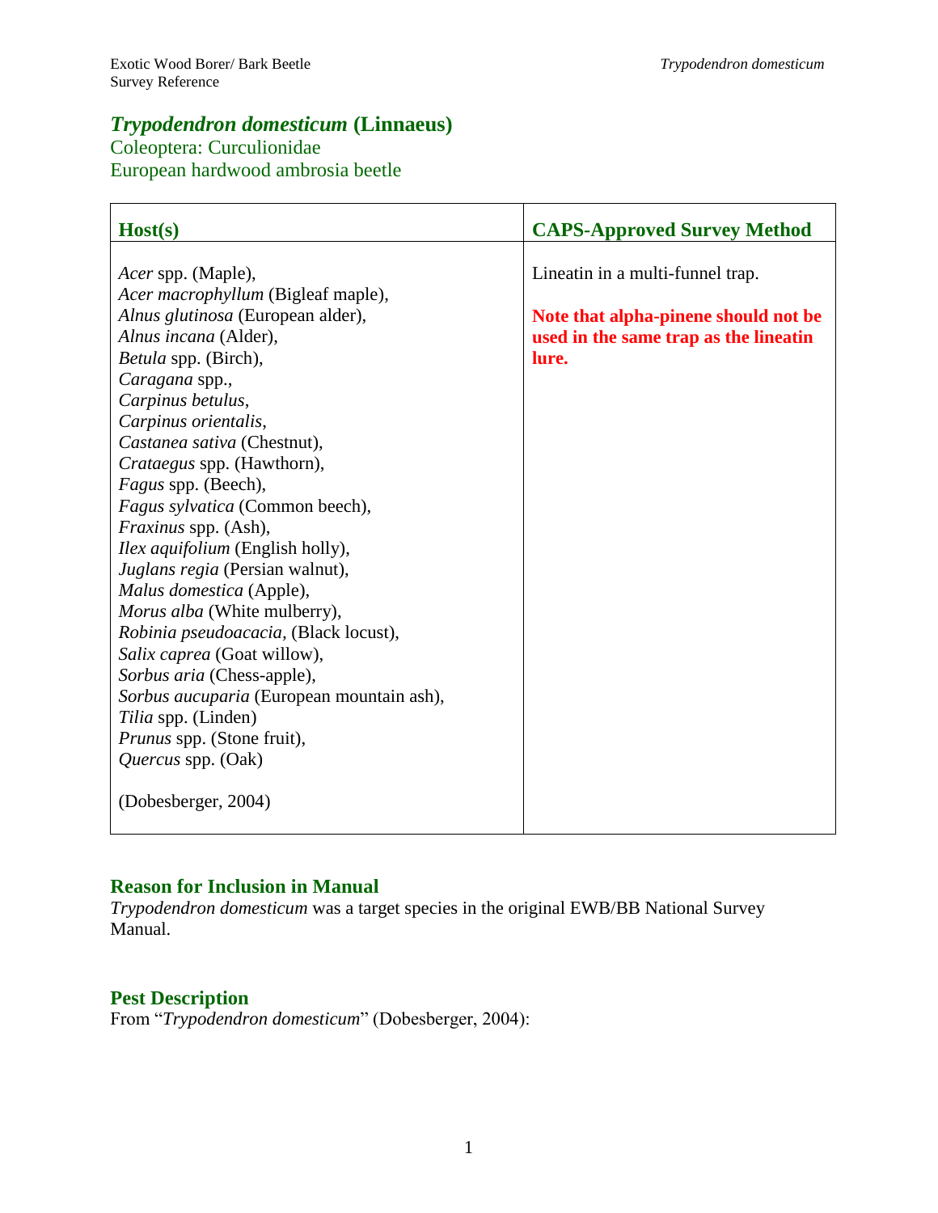# *Trypodendron domesticum* (Linnaeus)

Coleoptera: Curculionidae
European hardwood ambrosia beetle

| **Host(s)** | **CAPS-Approved Survey Method** |
|---|---|
| *Acer* spp. (Maple),<br>*Acer macrophyllum* (Bigleaf maple),<br>*Alnus glutinosa* (European alder),<br>*Alnus incana* (Alder),<br>*Betula* spp. (Birch),<br>*Caragana* spp.,<br>*Carpinus betulus*,<br>*Carpinus orientalis*,<br>*Castanea sativa* (Chestnut),<br>*Crataegus* spp. (Hawthorn),<br>*Fagus* spp. (Beech),<br>*Fagus sylvatica* (Common beech),<br>*Fraxinus* spp. (Ash),<br>*Ilex aquifolium* (English holly),<br>*Juglans regia* (Persian walnut),<br>*Malus domestica* (Apple),<br>*Morus alba* (White mulberry),<br>*Robinia pseudoacacia*, (Black locust),<br>*Salix caprea* (Goat willow),<br>*Sorbus aria* (Chess-apple),<br>*Sorbus aucuparia* (European mountain ash),<br>*Tilia* spp. (Linden)<br>*Prunus* spp. (Stone fruit),<br>*Quercus* spp. (Oak)<br><br>(Dobesberger, 2004) | Lineatin in a multi-funnel trap.<br><br>**Note that alpha-pinene should not be used in the same trap as the lineatin lure.** |

## Reason for Inclusion in Manual

*Trypodendron domesticum* was a target species in the original EWB/BB National Survey Manual.

## Pest Description

From "*Trypodendron domesticum*" (Dobesberger, 2004):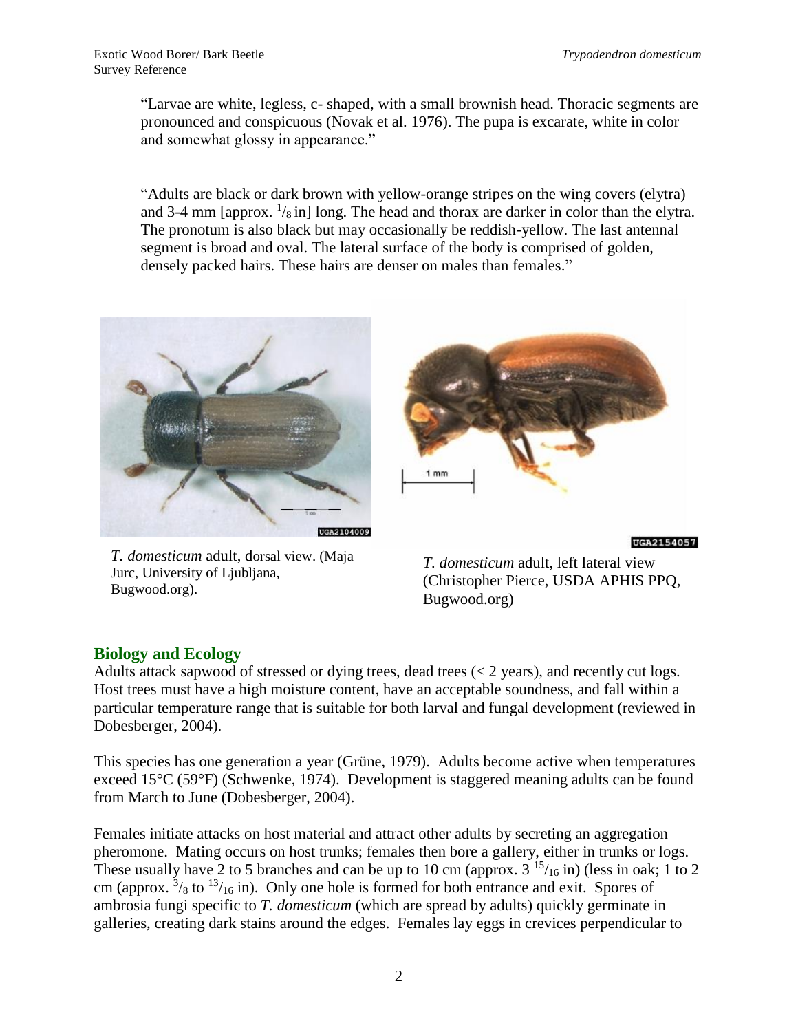"Larvae are white, legless, c- shaped, with a small brownish head. Thoracic segments are pronounced and conspicuous (Novak et al. 1976). The pupa is excarate, white in color and somewhat glossy in appearance."

"Adults are black or dark brown with yellow-orange stripes on the wing covers (elytra) and 3-4 mm [approx. $^{1}/_{8}$ in] long. The head and thorax are darker in color than the elytra. The pronotum is also black but may occasionally be reddish-yellow. The last antennal segment is broad and oval. The lateral surface of the body is comprised of golden, densely packed hairs. These hairs are denser on males than females."

*T. domesticum* adult, dorsal view. (Maja Jurc, University of Ljubljana, Bugwood.org).

*T. domesticum* adult, left lateral view (Christopher Pierce, USDA APHIS PPQ, Bugwood.org)

## Biology and Ecology

Adults attack sapwood of stressed or dying trees, dead trees (< 2 years), and recently cut logs. Host trees must have a high moisture content, have an acceptable soundness, and fall within a particular temperature range that is suitable for both larval and fungal development (reviewed in Dobesberger, 2004).

This species has one generation a year (Grüne, 1979). Adults become active when temperatures exceed 15°C (59°F) (Schwenke, 1974). Development is staggered meaning adults can be found from March to June (Dobesberger, 2004).

Females initiate attacks on host material and attract other adults by secreting an aggregation pheromone. Mating occurs on host trunks; females then bore a gallery, either in trunks or logs. These usually have 2 to 5 branches and can be up to 10 cm (approx. 3 $^{15}/_{16}$ in) (less in oak; 1 to 2 cm (approx. $^{3}/_{8}$ to $^{13}/_{16}$ in). Only one hole is formed for both entrance and exit. Spores of ambrosia fungi specific to *T. domesticum* (which are spread by adults) quickly germinate in galleries, creating dark stains around the edges. Females lay eggs in crevices perpendicular to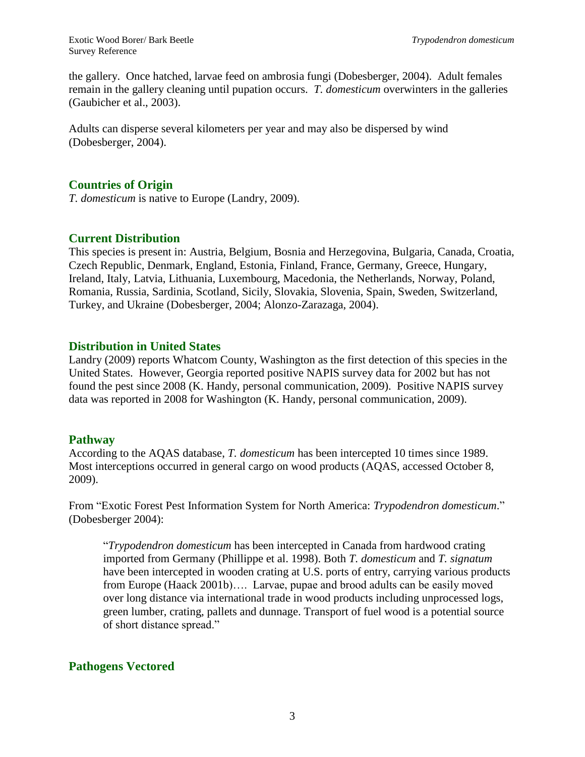the gallery. Once hatched, larvae feed on ambrosia fungi (Dobesberger, 2004). Adult females remain in the gallery cleaning until pupation occurs. *T. domesticum* overwinters in the galleries (Gaubicher et al., 2003).

Adults can disperse several kilometers per year and may also be dispersed by wind (Dobesberger, 2004).

## Countries of Origin

*T. domesticum* is native to Europe (Landry, 2009).

## Current Distribution

This species is present in: Austria, Belgium, Bosnia and Herzegovina, Bulgaria, Canada, Croatia, Czech Republic, Denmark, England, Estonia, Finland, France, Germany, Greece, Hungary, Ireland, Italy, Latvia, Lithuania, Luxembourg, Macedonia, the Netherlands, Norway, Poland, Romania, Russia, Sardinia, Scotland, Sicily, Slovakia, Slovenia, Spain, Sweden, Switzerland, Turkey, and Ukraine (Dobesberger, 2004; Alonzo-Zarazaga, 2004).

## Distribution in United States

Landry (2009) reports Whatcom County, Washington as the first detection of this species in the United States. However, Georgia reported positive NAPIS survey data for 2002 but has not found the pest since 2008 (K. Handy, personal communication, 2009). Positive NAPIS survey data was reported in 2008 for Washington (K. Handy, personal communication, 2009).

## Pathway

According to the AQAS database, *T. domesticum* has been intercepted 10 times since 1989. Most interceptions occurred in general cargo on wood products (AQAS, accessed October 8, 2009).

From "Exotic Forest Pest Information System for North America: *Trypodendron domesticum*." (Dobesberger 2004):

> "*Trypodendron domesticum* has been intercepted in Canada from hardwood crating imported from Germany (Phillippe et al. 1998). Both *T. domesticum* and *T. signatum* have been intercepted in wooden crating at U.S. ports of entry, carrying various products from Europe (Haack 2001b)…. Larvae, pupae and brood adults can be easily moved over long distance via international trade in wood products including unprocessed logs, green lumber, crating, pallets and dunnage. Transport of fuel wood is a potential source of short distance spread."

## Pathogens Vectored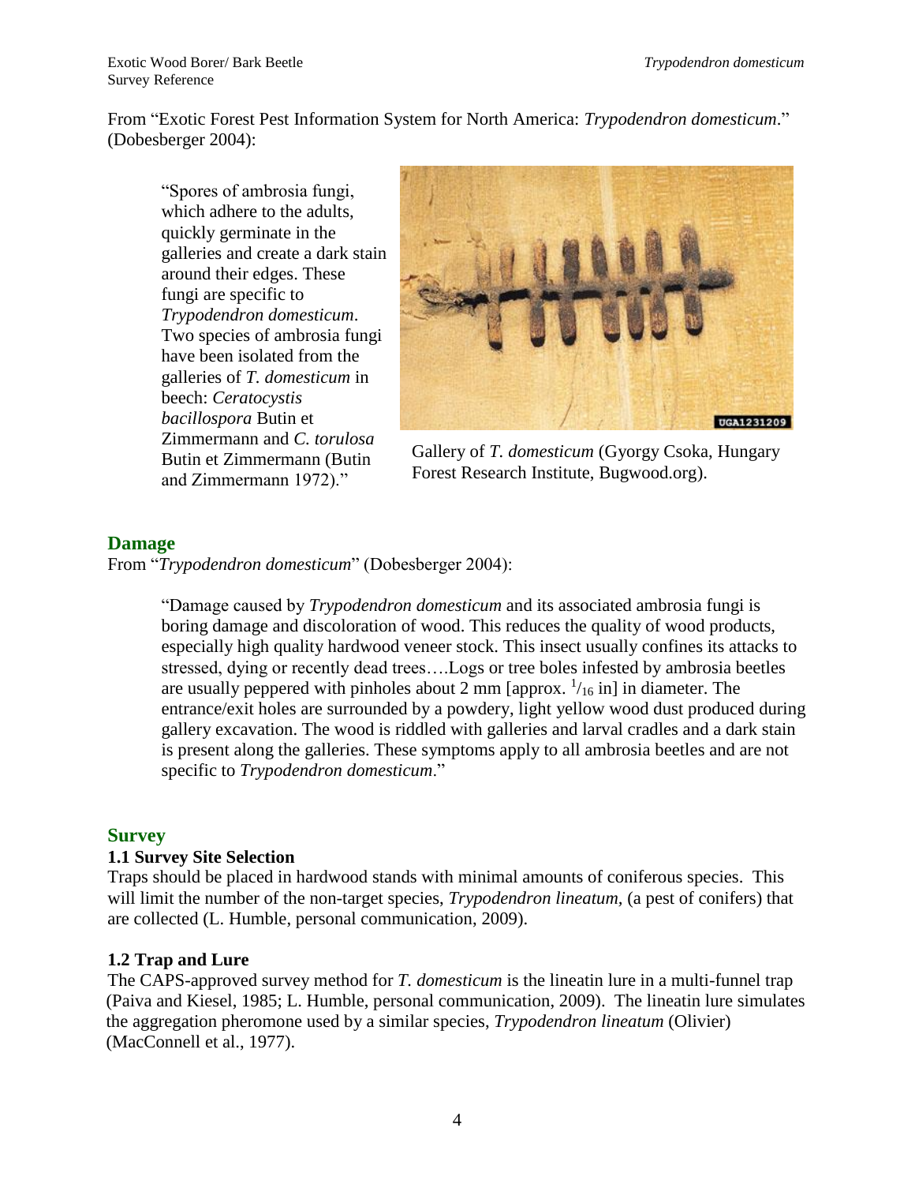From "Exotic Forest Pest Information System for North America: *Trypodendron domesticum*." (Dobesberger 2004):

> "Spores of ambrosia fungi, which adhere to the adults, quickly germinate in the galleries and create a dark stain around their edges. These fungi are specific to *Trypodendron domesticum*. Two species of ambrosia fungi have been isolated from the galleries of *T. domesticum* in beech: *Ceratocystis bacillospora* Butin et Zimmermann and *C. torulosa* Butin et Zimmermann (Butin and Zimmermann 1972)."

Gallery of *T. domesticum* (Gyorgy Csoka, Hungary Forest Research Institute, Bugwood.org).

## Damage

From "*Trypodendron domesticum*" (Dobesberger 2004):

> "Damage caused by *Trypodendron domesticum* and its associated ambrosia fungi is boring damage and discoloration of wood. This reduces the quality of wood products, especially high quality hardwood veneer stock. This insect usually confines its attacks to stressed, dying or recently dead trees….Logs or tree boles infested by ambrosia beetles are usually peppered with pinholes about 2 mm [approx. $^1/_{16}$ in] in diameter. The entrance/exit holes are surrounded by a powdery, light yellow wood dust produced during gallery excavation. The wood is riddled with galleries and larval cradles and a dark stain is present along the galleries. These symptoms apply to all ambrosia beetles and are not specific to *Trypodendron domesticum*."

## Survey

### 1.1 Survey Site Selection

Traps should be placed in hardwood stands with minimal amounts of coniferous species. This will limit the number of the non-target species, *Trypodendron lineatum*, (a pest of conifers) that are collected (L. Humble, personal communication, 2009).

### 1.2 Trap and Lure

The CAPS-approved survey method for *T. domesticum* is the lineatin lure in a multi-funnel trap (Paiva and Kiesel, 1985; L. Humble, personal communication, 2009). The lineatin lure simulates the aggregation pheromone used by a similar species, *Trypodendron lineatum* (Olivier) (MacConnell et al., 1977).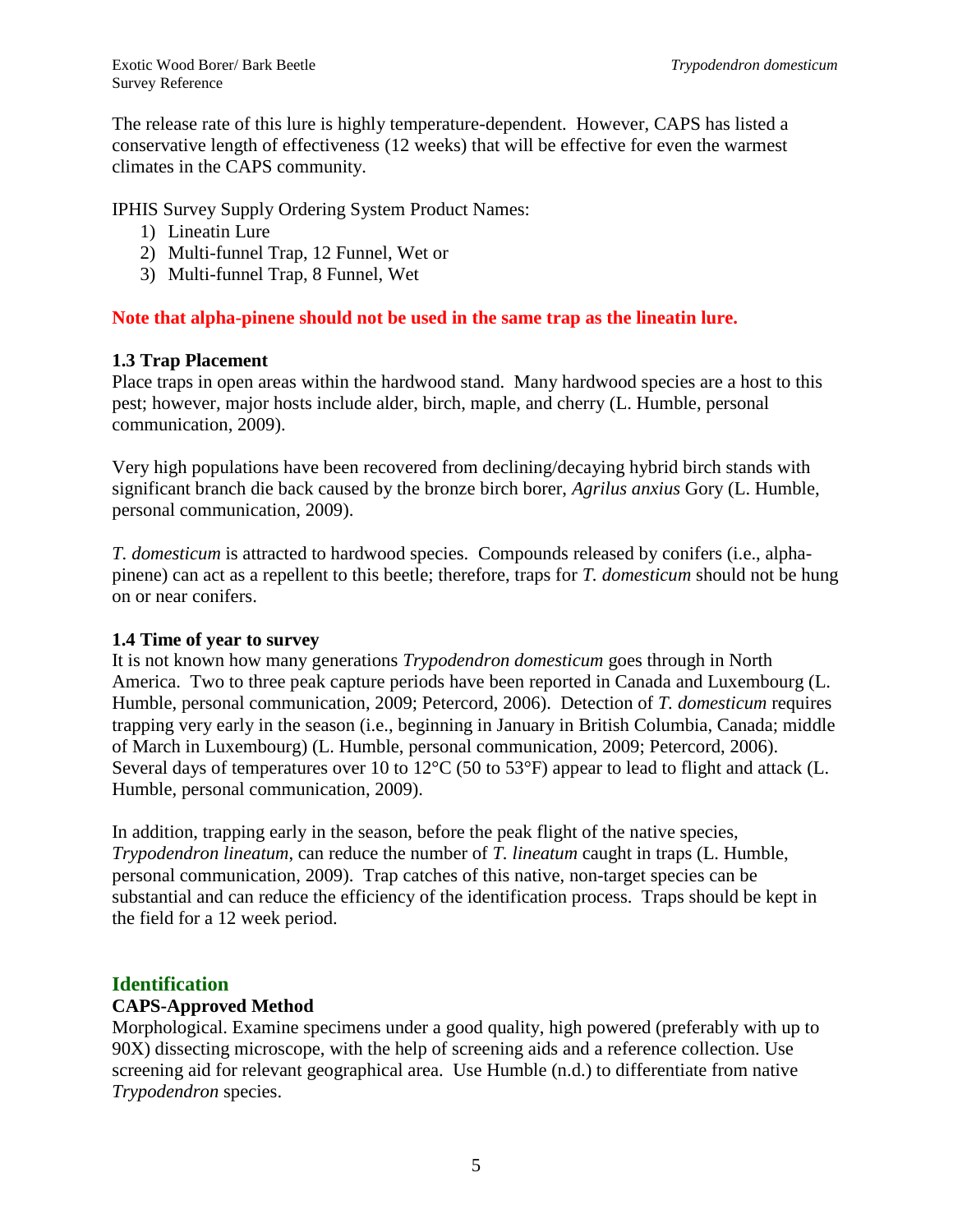The release rate of this lure is highly temperature-dependent. However, CAPS has listed a conservative length of effectiveness (12 weeks) that will be effective for even the warmest climates in the CAPS community.

IPHIS Survey Supply Ordering System Product Names:

1) Lineatin Lure
2) Multi-funnel Trap, 12 Funnel, Wet or
3) Multi-funnel Trap, 8 Funnel, Wet

**Note that alpha-pinene should not be used in the same trap as the lineatin lure.**

### 1.3 Trap Placement

Place traps in open areas within the hardwood stand. Many hardwood species are a host to this pest; however, major hosts include alder, birch, maple, and cherry (L. Humble, personal communication, 2009).

Very high populations have been recovered from declining/decaying hybrid birch stands with significant branch die back caused by the bronze birch borer, *Agrilus anxius* Gory (L. Humble, personal communication, 2009).

*T. domesticum* is attracted to hardwood species. Compounds released by conifers (i.e., alpha-pinene) can act as a repellent to this beetle; therefore, traps for *T. domesticum* should not be hung on or near conifers.

### 1.4 Time of year to survey

It is not known how many generations *Trypodendron domesticum* goes through in North America. Two to three peak capture periods have been reported in Canada and Luxembourg (L. Humble, personal communication, 2009; Petercord, 2006). Detection of *T. domesticum* requires trapping very early in the season (i.e., beginning in January in British Columbia, Canada; middle of March in Luxembourg) (L. Humble, personal communication, 2009; Petercord, 2006). Several days of temperatures over 10 to 12°C (50 to 53°F) appear to lead to flight and attack (L. Humble, personal communication, 2009).

In addition, trapping early in the season, before the peak flight of the native species, *Trypodendron lineatum*, can reduce the number of *T. lineatum* caught in traps (L. Humble, personal communication, 2009). Trap catches of this native, non-target species can be substantial and can reduce the efficiency of the identification process. Traps should be kept in the field for a 12 week period.

## Identification

### CAPS-Approved Method

Morphological. Examine specimens under a good quality, high powered (preferably with up to 90X) dissecting microscope, with the help of screening aids and a reference collection. Use screening aid for relevant geographical area. Use Humble (n.d.) to differentiate from native *Trypodendron* species.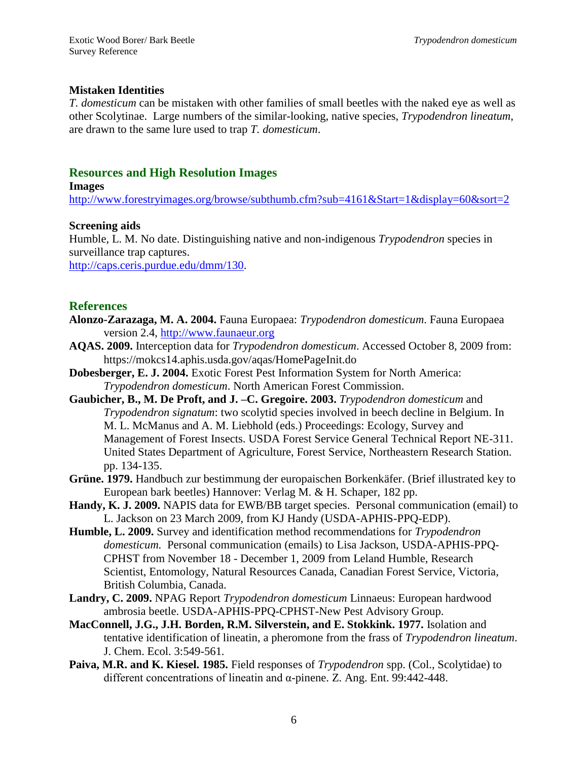**Mistaken Identities**

*T. domesticum* can be mistaken with other families of small beetles with the naked eye as well as other Scolytinae. Large numbers of the similar-looking, native species, *Trypodendron lineatum*, are drawn to the same lure used to trap *T. domesticum*.

## Resources and High Resolution Images

**Images**

http://www.forestryimages.org/browse/subthumb.cfm?sub=4161&Start=1&display=60&sort=2

**Screening aids**

Humble, L. M. No date. Distinguishing native and non-indigenous *Trypodendron* species in surveillance trap captures.
http://caps.ceris.purdue.edu/dmm/130.

## References

**Alonzo-Zarazaga, M. A. 2004.** Fauna Europaea: *Trypodendron domesticum*. Fauna Europaea version 2.4, http://www.faunaeur.org

**AQAS. 2009.** Interception data for *Trypodendron domesticum*. Accessed October 8, 2009 from: https://mokcs14.aphis.usda.gov/aqas/HomePageInit.do

**Dobesberger, E. J. 2004.** Exotic Forest Pest Information System for North America: *Trypodendron domesticum*. North American Forest Commission.

**Gaubicher, B., M. De Proft, and J. –C. Gregoire. 2003.** *Trypodendron domesticum* and *Trypodendron signatum*: two scolytid species involved in beech decline in Belgium. In M. L. McManus and A. M. Liebhold (eds.) Proceedings: Ecology, Survey and Management of Forest Insects. USDA Forest Service General Technical Report NE-311. United States Department of Agriculture, Forest Service, Northeastern Research Station. pp. 134-135.

**Grüne. 1979.** Handbuch zur bestimmung der europaischen Borkenkäfer. (Brief illustrated key to European bark beetles) Hannover: Verlag M. & H. Schaper, 182 pp.

**Handy, K. J. 2009.** NAPIS data for EWB/BB target species. Personal communication (email) to L. Jackson on 23 March 2009, from KJ Handy (USDA-APHIS-PPQ-EDP).

**Humble, L. 2009.** Survey and identification method recommendations for *Trypodendron domesticum.* Personal communication (emails) to Lisa Jackson, USDA-APHIS-PPQ-CPHST from November 18 - December 1, 2009 from Leland Humble, Research Scientist, Entomology, Natural Resources Canada, Canadian Forest Service, Victoria, British Columbia, Canada.

**Landry, C. 2009.** NPAG Report *Trypodendron domesticum* Linnaeus: European hardwood ambrosia beetle. USDA-APHIS-PPQ-CPHST-New Pest Advisory Group.

**MacConnell, J.G., J.H. Borden, R.M. Silverstein, and E. Stokkink. 1977.** Isolation and tentative identification of lineatin, a pheromone from the frass of *Trypodendron lineatum*. J. Chem. Ecol. 3:549-561.

**Paiva, M.R. and K. Kiesel. 1985.** Field responses of *Trypodendron* spp. (Col., Scolytidae) to different concentrations of lineatin and α-pinene. Z. Ang. Ent. 99:442-448.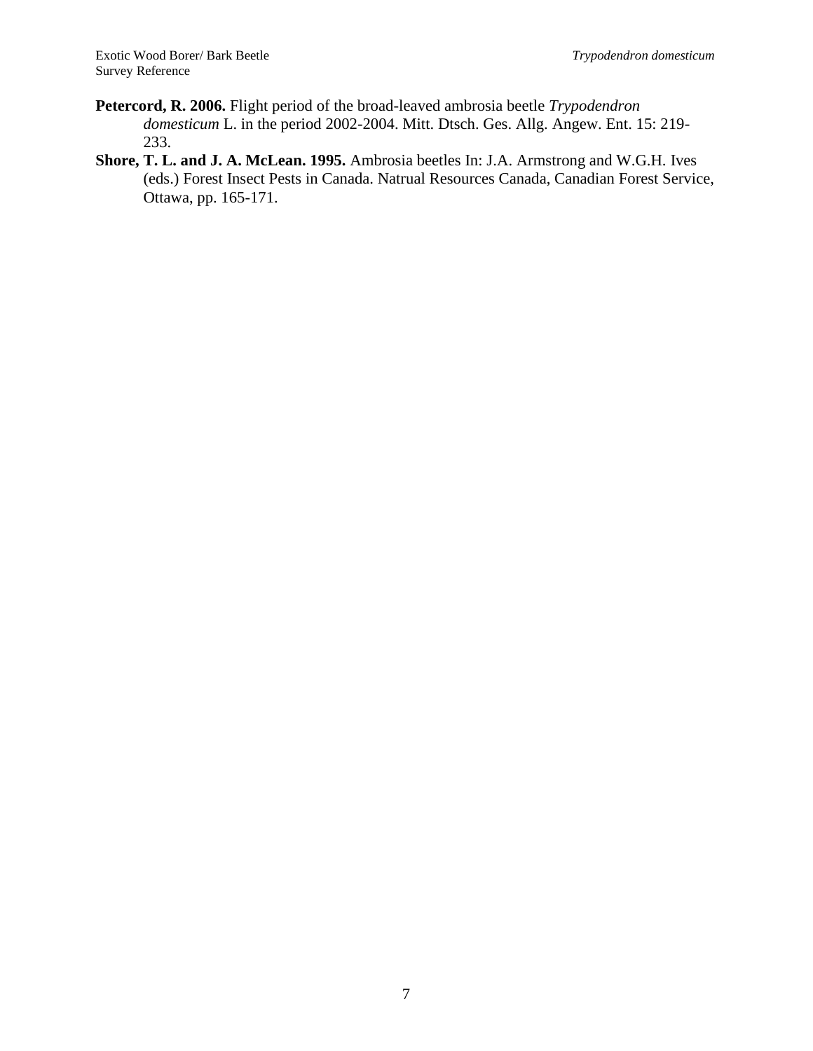**Petercord, R. 2006.** Flight period of the broad-leaved ambrosia beetle *Trypodendron domesticum* L. in the period 2002-2004. Mitt. Dtsch. Ges. Allg. Angew. Ent. 15: 219-233.

**Shore, T. L. and J. A. McLean. 1995.** Ambrosia beetles In: J.A. Armstrong and W.G.H. Ives (eds.) Forest Insect Pests in Canada. Natrual Resources Canada, Canadian Forest Service, Ottawa, pp. 165-171.